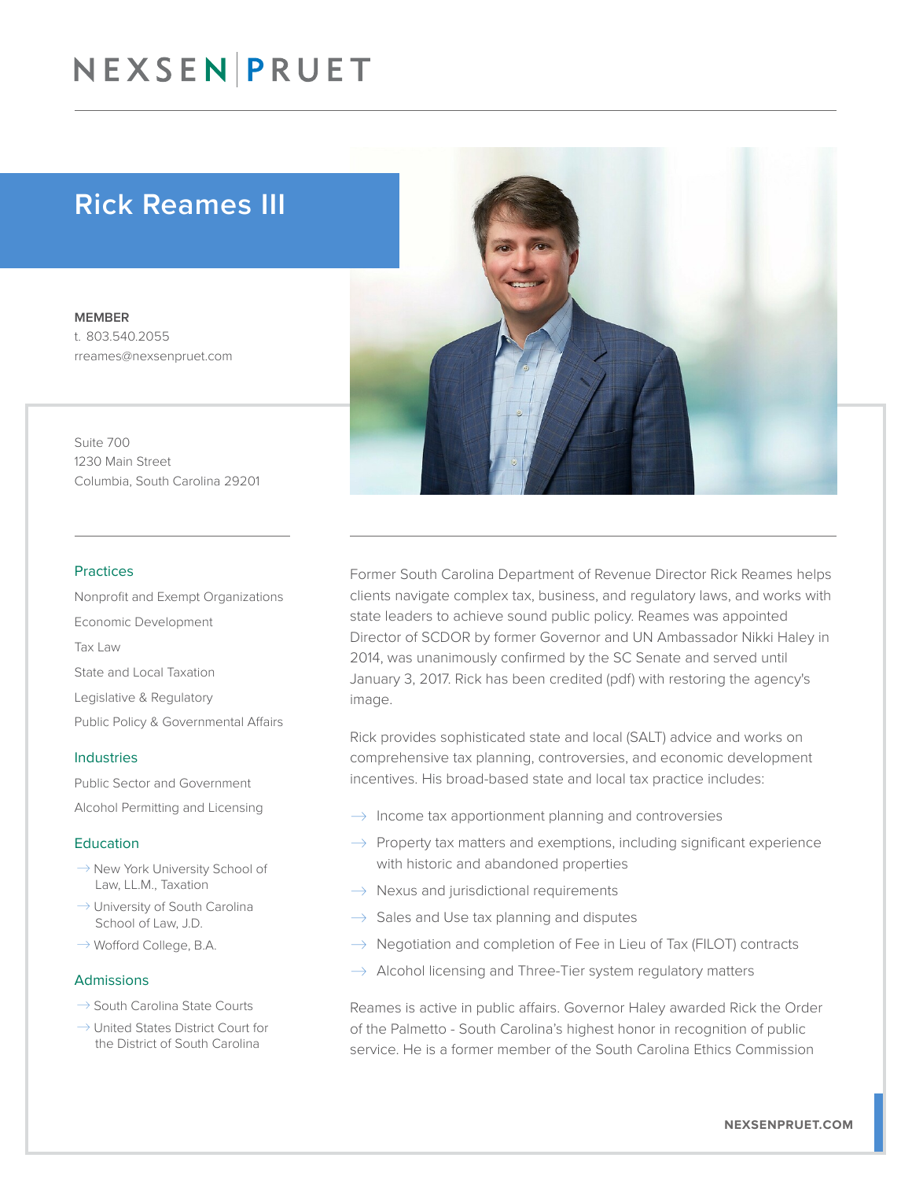# NEXSEN PRUET

## Rick Reames III

**MEMBER**
t. 803.540.2055
rreames@nexsenpruet.com

Suite 700
1230 Main Street
Columbia, South Carolina 29201

### Practices

Nonprofit and Exempt Organizations

Economic Development

Tax Law

State and Local Taxation

Legislative & Regulatory

Public Policy & Governmental Affairs

### Industries

Public Sector and Government

Alcohol Permitting and Licensing

### Education

- New York University School of Law, LL.M., Taxation
- University of South Carolina School of Law, J.D.
- Wofford College, B.A.

### Admissions

- South Carolina State Courts
- United States District Court for the District of South Carolina

Former South Carolina Department of Revenue Director Rick Reames helps clients navigate complex tax, business, and regulatory laws, and works with state leaders to achieve sound public policy. Reames was appointed Director of SCDOR by former Governor and UN Ambassador Nikki Haley in 2014, was unanimously confirmed by the SC Senate and served until January 3, 2017. Rick has been credited (pdf) with restoring the agency's image.

Rick provides sophisticated state and local (SALT) advice and works on comprehensive tax planning, controversies, and economic development incentives. His broad-based state and local tax practice includes:

- Income tax apportionment planning and controversies
- Property tax matters and exemptions, including significant experience with historic and abandoned properties
- Nexus and jurisdictional requirements
- Sales and Use tax planning and disputes
- Negotiation and completion of Fee in Lieu of Tax (FILOT) contracts
- Alcohol licensing and Three-Tier system regulatory matters

Reames is active in public affairs. Governor Haley awarded Rick the Order of the Palmetto - South Carolina's highest honor in recognition of public service. He is a former member of the South Carolina Ethics Commission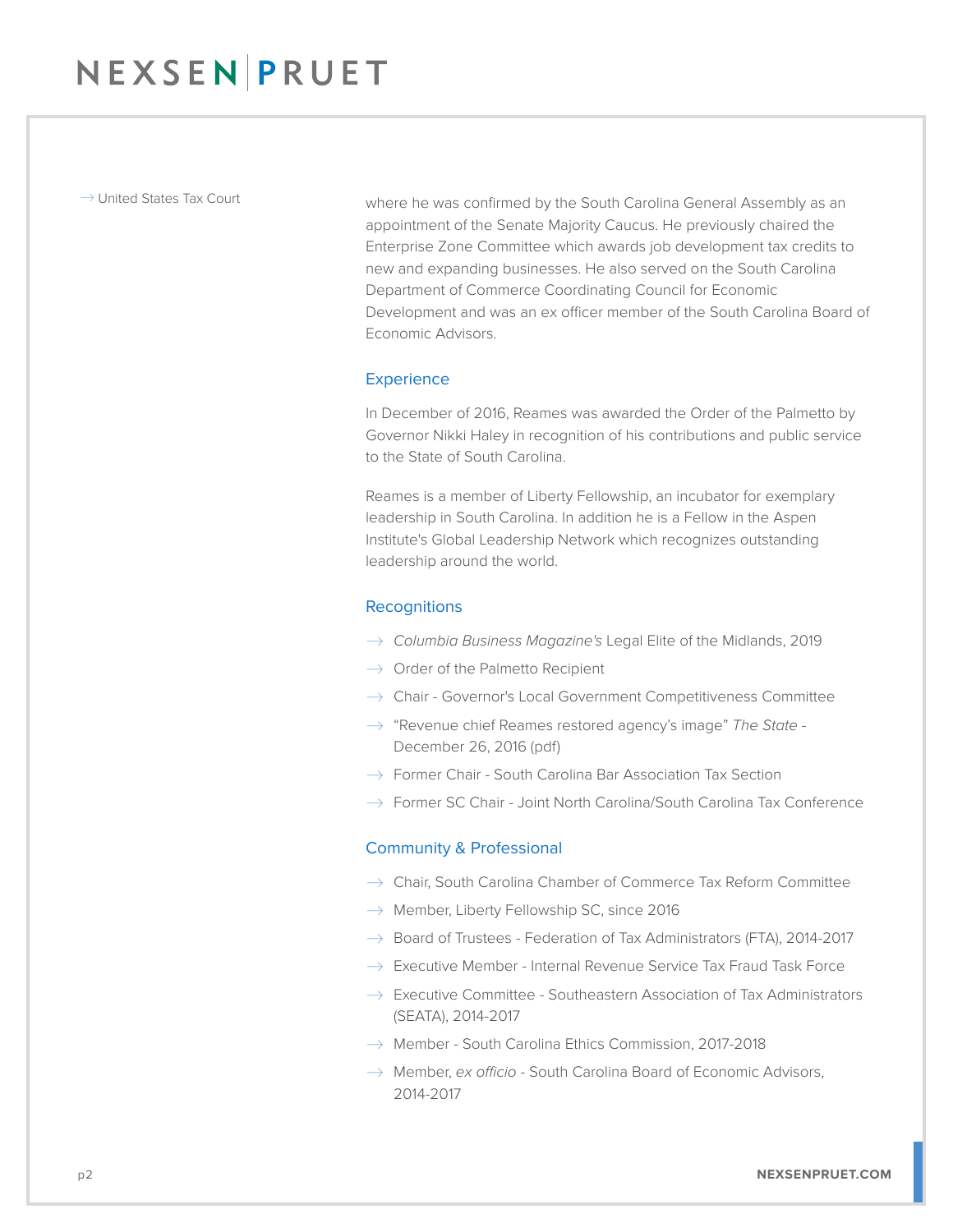- United States Tax Court

where he was confirmed by the South Carolina General Assembly as an appointment of the Senate Majority Caucus. He previously chaired the Enterprise Zone Committee which awards job development tax credits to new and expanding businesses. He also served on the South Carolina Department of Commerce Coordinating Council for Economic Development and was an ex officer member of the South Carolina Board of Economic Advisors.

## Experience

In December of 2016, Reames was awarded the Order of the Palmetto by Governor Nikki Haley in recognition of his contributions and public service to the State of South Carolina.

Reames is a member of Liberty Fellowship, an incubator for exemplary leadership in South Carolina. In addition he is a Fellow in the Aspen Institute's Global Leadership Network which recognizes outstanding leadership around the world.

## Recognitions

- *Columbia Business Magazine's* Legal Elite of the Midlands, 2019
- Order of the Palmetto Recipient
- Chair - Governor's Local Government Competitiveness Committee
- "Revenue chief Reames restored agency's image" *The State* - December 26, 2016 (pdf)
- Former Chair - South Carolina Bar Association Tax Section
- Former SC Chair - Joint North Carolina/South Carolina Tax Conference

## Community & Professional

- Chair, South Carolina Chamber of Commerce Tax Reform Committee
- Member, Liberty Fellowship SC, since 2016
- Board of Trustees - Federation of Tax Administrators (FTA), 2014-2017
- Executive Member - Internal Revenue Service Tax Fraud Task Force
- Executive Committee - Southeastern Association of Tax Administrators (SEATA), 2014-2017
- Member - South Carolina Ethics Commission, 2017-2018
- Member, *ex officio* - South Carolina Board of Economic Advisors, 2014-2017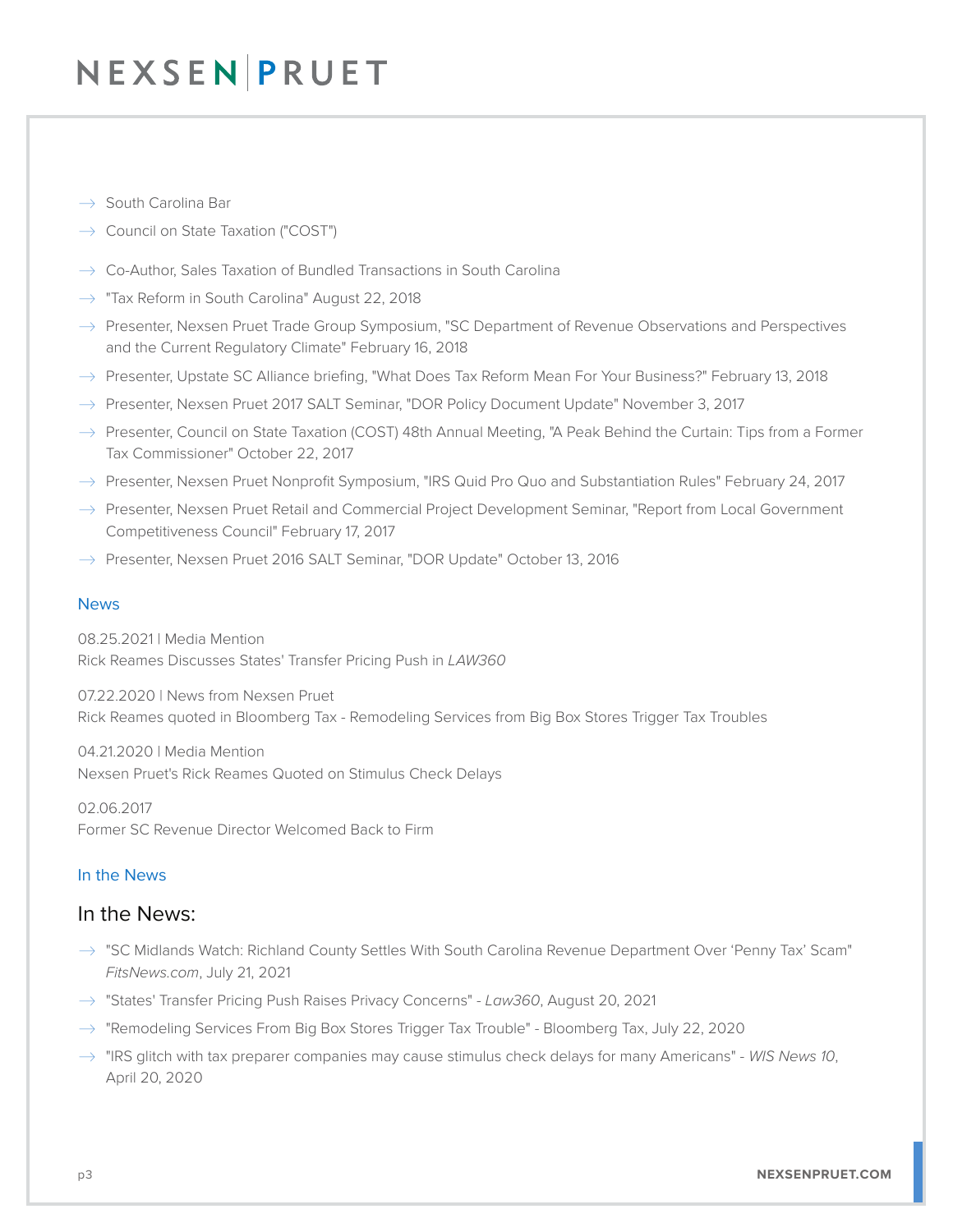- South Carolina Bar
- Council on State Taxation ("COST")

- Co-Author, Sales Taxation of Bundled Transactions in South Carolina
- "Tax Reform in South Carolina" August 22, 2018
- Presenter, Nexsen Pruet Trade Group Symposium, "SC Department of Revenue Observations and Perspectives and the Current Regulatory Climate" February 16, 2018
- Presenter, Upstate SC Alliance briefing, "What Does Tax Reform Mean For Your Business?" February 13, 2018
- Presenter, Nexsen Pruet 2017 SALT Seminar, "DOR Policy Document Update" November 3, 2017
- Presenter, Council on State Taxation (COST) 48th Annual Meeting, "A Peak Behind the Curtain: Tips from a Former Tax Commissioner" October 22, 2017
- Presenter, Nexsen Pruet Nonprofit Symposium, "IRS Quid Pro Quo and Substantiation Rules" February 24, 2017
- Presenter, Nexsen Pruet Retail and Commercial Project Development Seminar, "Report from Local Government Competitiveness Council" February 17, 2017
- Presenter, Nexsen Pruet 2016 SALT Seminar, "DOR Update" October 13, 2016

## News

08.25.2021 | Media Mention
Rick Reames Discusses States' Transfer Pricing Push in *LAW360*

07.22.2020 | News from Nexsen Pruet
Rick Reames quoted in Bloomberg Tax - Remodeling Services from Big Box Stores Trigger Tax Troubles

04.21.2020 | Media Mention
Nexsen Pruet's Rick Reames Quoted on Stimulus Check Delays

02.06.2017
Former SC Revenue Director Welcomed Back to Firm

## In the News

### In the News:

- "SC Midlands Watch: Richland County Settles With South Carolina Revenue Department Over 'Penny Tax' Scam" *FitsNews.com*, July 21, 2021
- "States' Transfer Pricing Push Raises Privacy Concerns" - *Law360*, August 20, 2021
- "Remodeling Services From Big Box Stores Trigger Tax Trouble" - Bloomberg Tax, July 22, 2020
- "IRS glitch with tax preparer companies may cause stimulus check delays for many Americans" - *WIS News 10*, April 20, 2020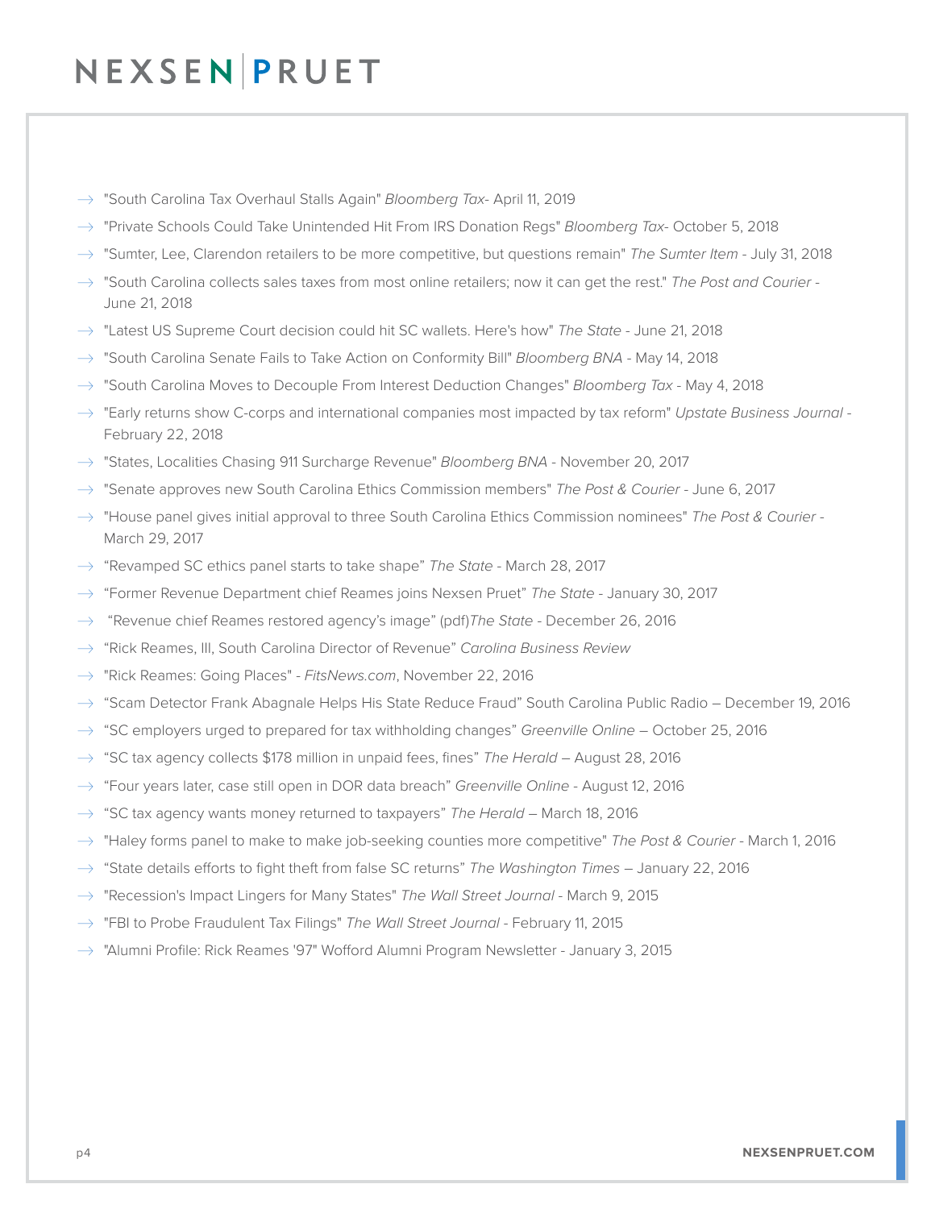- "South Carolina Tax Overhaul Stalls Again" *Bloomberg Tax*- April 11, 2019
- "Private Schools Could Take Unintended Hit From IRS Donation Regs" *Bloomberg Tax*- October 5, 2018
- "Sumter, Lee, Clarendon retailers to be more competitive, but questions remain" *The Sumter Item* - July 31, 2018
- "South Carolina collects sales taxes from most online retailers; now it can get the rest." *The Post and Courier* - June 21, 2018
- "Latest US Supreme Court decision could hit SC wallets. Here's how" *The State* - June 21, 2018
- "South Carolina Senate Fails to Take Action on Conformity Bill" *Bloomberg BNA* - May 14, 2018
- "South Carolina Moves to Decouple From Interest Deduction Changes" *Bloomberg Tax* - May 4, 2018
- "Early returns show C-corps and international companies most impacted by tax reform" *Upstate Business Journal* - February 22, 2018
- "States, Localities Chasing 911 Surcharge Revenue" *Bloomberg BNA* - November 20, 2017
- "Senate approves new South Carolina Ethics Commission members" *The Post & Courier* - June 6, 2017
- "House panel gives initial approval to three South Carolina Ethics Commission nominees" *The Post & Courier* - March 29, 2017
- "Revamped SC ethics panel starts to take shape" *The State* - March 28, 2017
- "Former Revenue Department chief Reames joins Nexsen Pruet" *The State* - January 30, 2017
- "Revenue chief Reames restored agency's image" (pdf)*The State* - December 26, 2016
- "Rick Reames, III, South Carolina Director of Revenue" *Carolina Business Review*
- "Rick Reames: Going Places" - *FitsNews.com*, November 22, 2016
- "Scam Detector Frank Abagnale Helps His State Reduce Fraud" South Carolina Public Radio – December 19, 2016
- "SC employers urged to prepared for tax withholding changes" *Greenville Online* – October 25, 2016
- "SC tax agency collects $178 million in unpaid fees, fines" *The Herald* – August 28, 2016
- "Four years later, case still open in DOR data breach" *Greenville Online* - August 12, 2016
- "SC tax agency wants money returned to taxpayers" *The Herald* – March 18, 2016
- "Haley forms panel to make to make job-seeking counties more competitive" *The Post & Courier* - March 1, 2016
- "State details efforts to fight theft from false SC returns" *The Washington Times* – January 22, 2016
- "Recession's Impact Lingers for Many States" *The Wall Street Journal* - March 9, 2015
- "FBI to Probe Fraudulent Tax Filings" *The Wall Street Journal* - February 11, 2015
- "Alumni Profile: Rick Reames '97" Wofford Alumni Program Newsletter - January 3, 2015